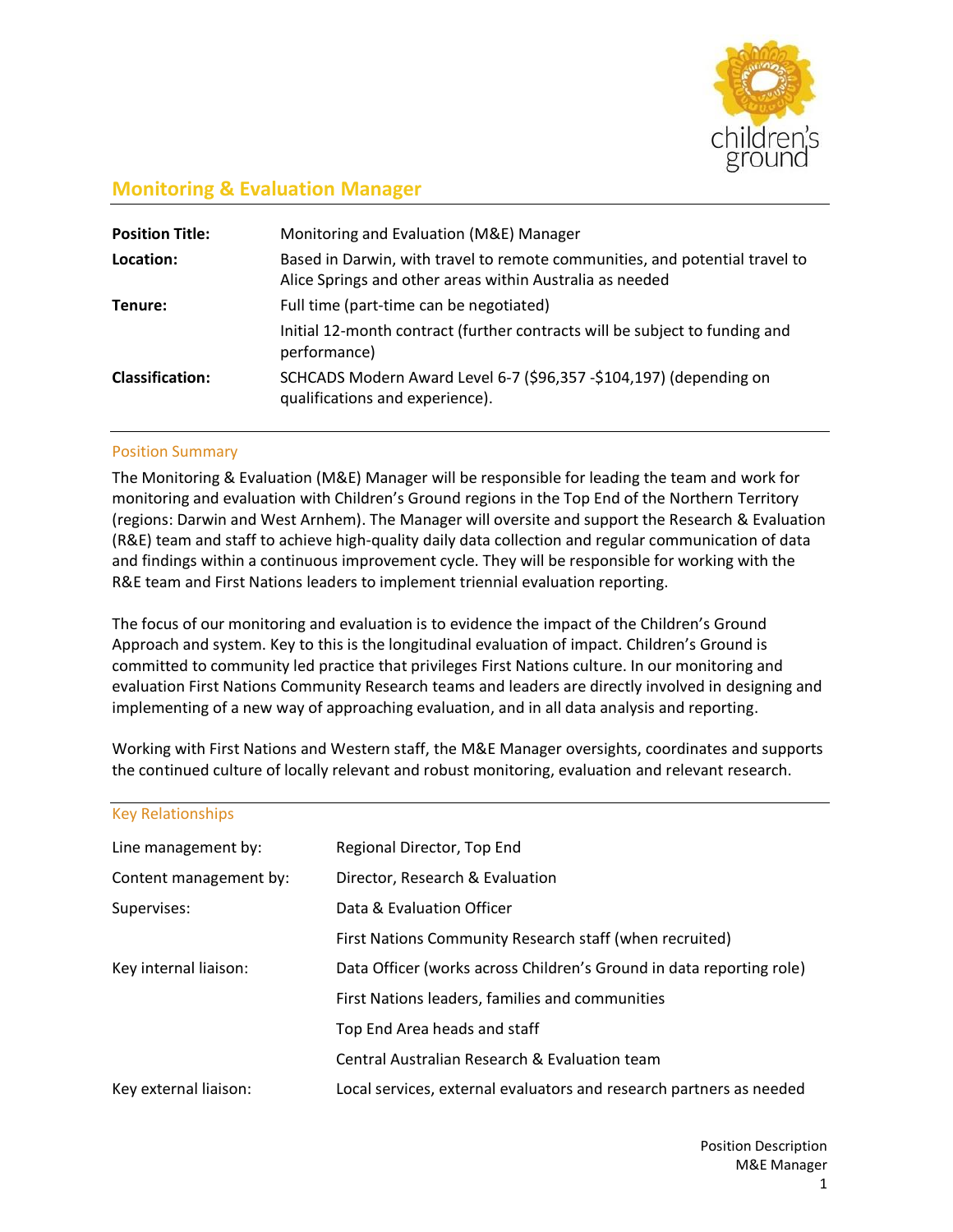## Monitoring & Evaluation Manager

| | |
|---|---|
| **Position Title:** | Monitoring and Evaluation (M&E) Manager |
| **Location:** | Based in Darwin, with travel to remote communities, and potential travel to Alice Springs and other areas within Australia as needed |
| **Tenure:** | Full time (part-time can be negotiated) |
| | Initial 12-month contract (further contracts will be subject to funding and performance) |
| **Classification:** | SCHCADS Modern Award Level 6-7 ($96,357 -$104,197) (depending on qualifications and experience). |

### Position Summary

The Monitoring & Evaluation (M&E) Manager will be responsible for leading the team and work for monitoring and evaluation with Children's Ground regions in the Top End of the Northern Territory (regions: Darwin and West Arnhem). The Manager will oversite and support the Research & Evaluation (R&E) team and staff to achieve high-quality daily data collection and regular communication of data and findings within a continuous improvement cycle. They will be responsible for working with the R&E team and First Nations leaders to implement triennial evaluation reporting.

The focus of our monitoring and evaluation is to evidence the impact of the Children's Ground Approach and system. Key to this is the longitudinal evaluation of impact. Children's Ground is committed to community led practice that privileges First Nations culture. In our monitoring and evaluation First Nations Community Research teams and leaders are directly involved in designing and implementing of a new way of approaching evaluation, and in all data analysis and reporting.

Working with First Nations and Western staff, the M&E Manager oversights, coordinates and supports the continued culture of locally relevant and robust monitoring, evaluation and relevant research.

### Key Relationships

| | |
|---|---|
| Line management by: | Regional Director, Top End |
| Content management by: | Director, Research & Evaluation |
| Supervises: | Data & Evaluation Officer |
| | First Nations Community Research staff (when recruited) |
| Key internal liaison: | Data Officer (works across Children's Ground in data reporting role) |
| | First Nations leaders, families and communities |
| | Top End Area heads and staff |
| | Central Australian Research & Evaluation team |
| Key external liaison: | Local services, external evaluators and research partners as needed |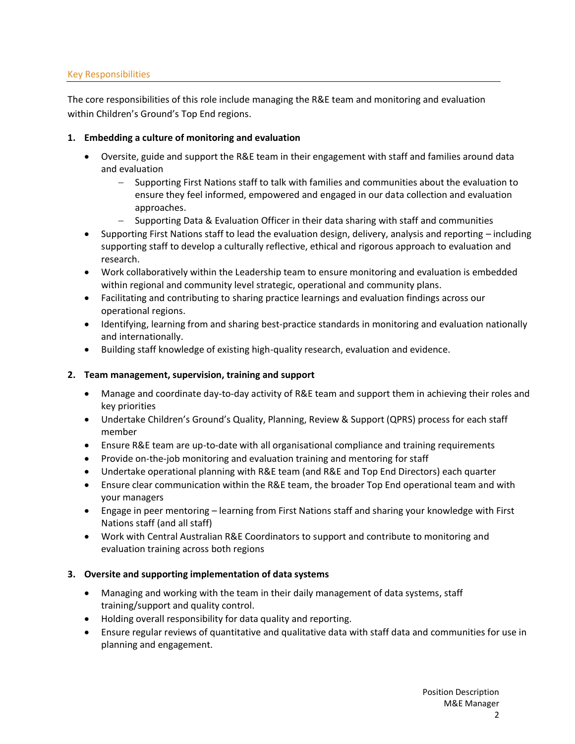## Key Responsibilities

The core responsibilities of this role include managing the R&E team and monitoring and evaluation within Children's Ground's Top End regions.

1. **Embedding a culture of monitoring and evaluation**
   - Oversite, guide and support the R&E team in their engagement with staff and families around data and evaluation
     - Supporting First Nations staff to talk with families and communities about the evaluation to ensure they feel informed, empowered and engaged in our data collection and evaluation approaches.
     - Supporting Data & Evaluation Officer in their data sharing with staff and communities
   - Supporting First Nations staff to lead the evaluation design, delivery, analysis and reporting – including supporting staff to develop a culturally reflective, ethical and rigorous approach to evaluation and research.
   - Work collaboratively within the Leadership team to ensure monitoring and evaluation is embedded within regional and community level strategic, operational and community plans.
   - Facilitating and contributing to sharing practice learnings and evaluation findings across our operational regions.
   - Identifying, learning from and sharing best-practice standards in monitoring and evaluation nationally and internationally.
   - Building staff knowledge of existing high-quality research, evaluation and evidence.

2. **Team management, supervision, training and support**
   - Manage and coordinate day-to-day activity of R&E team and support them in achieving their roles and key priorities
   - Undertake Children's Ground's Quality, Planning, Review & Support (QPRS) process for each staff member
   - Ensure R&E team are up-to-date with all organisational compliance and training requirements
   - Provide on-the-job monitoring and evaluation training and mentoring for staff
   - Undertake operational planning with R&E team (and R&E and Top End Directors) each quarter
   - Ensure clear communication within the R&E team, the broader Top End operational team and with your managers
   - Engage in peer mentoring – learning from First Nations staff and sharing your knowledge with First Nations staff (and all staff)
   - Work with Central Australian R&E Coordinators to support and contribute to monitoring and evaluation training across both regions

3. **Oversite and supporting implementation of data systems**
   - Managing and working with the team in their daily management of data systems, staff training/support and quality control.
   - Holding overall responsibility for data quality and reporting.
   - Ensure regular reviews of quantitative and qualitative data with staff data and communities for use in planning and engagement.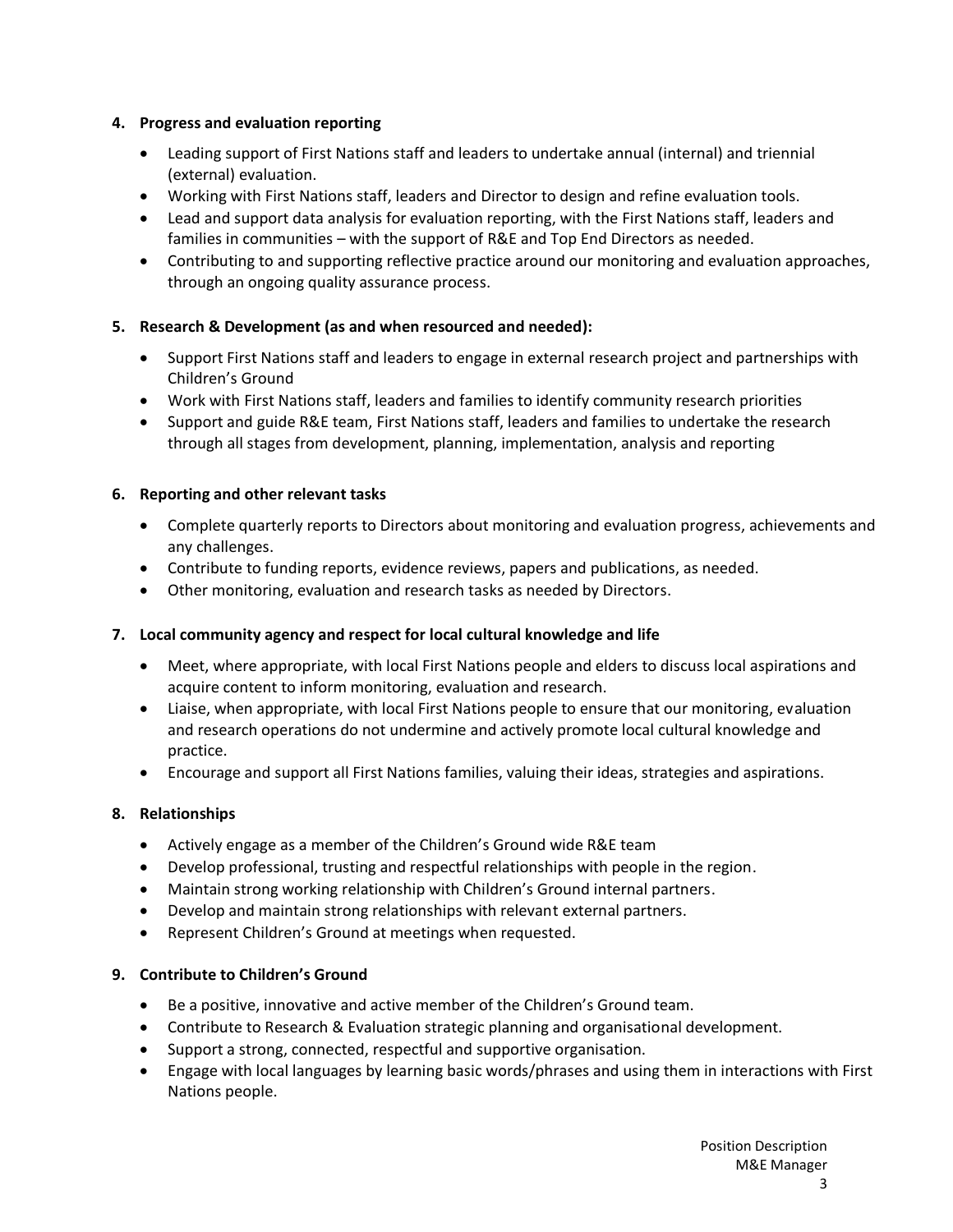**4. Progress and evaluation reporting**

- Leading support of First Nations staff and leaders to undertake annual (internal) and triennial (external) evaluation.
- Working with First Nations staff, leaders and Director to design and refine evaluation tools.
- Lead and support data analysis for evaluation reporting, with the First Nations staff, leaders and families in communities – with the support of R&E and Top End Directors as needed.
- Contributing to and supporting reflective practice around our monitoring and evaluation approaches, through an ongoing quality assurance process.

**5. Research & Development (as and when resourced and needed):**

- Support First Nations staff and leaders to engage in external research project and partnerships with Children's Ground
- Work with First Nations staff, leaders and families to identify community research priorities
- Support and guide R&E team, First Nations staff, leaders and families to undertake the research through all stages from development, planning, implementation, analysis and reporting

**6. Reporting and other relevant tasks**

- Complete quarterly reports to Directors about monitoring and evaluation progress, achievements and any challenges.
- Contribute to funding reports, evidence reviews, papers and publications, as needed.
- Other monitoring, evaluation and research tasks as needed by Directors.

**7. Local community agency and respect for local cultural knowledge and life**

- Meet, where appropriate, with local First Nations people and elders to discuss local aspirations and acquire content to inform monitoring, evaluation and research.
- Liaise, when appropriate, with local First Nations people to ensure that our monitoring, evaluation and research operations do not undermine and actively promote local cultural knowledge and practice.
- Encourage and support all First Nations families, valuing their ideas, strategies and aspirations.

**8. Relationships**

- Actively engage as a member of the Children's Ground wide R&E team
- Develop professional, trusting and respectful relationships with people in the region.
- Maintain strong working relationship with Children's Ground internal partners.
- Develop and maintain strong relationships with relevant external partners.
- Represent Children's Ground at meetings when requested.

**9. Contribute to Children's Ground**

- Be a positive, innovative and active member of the Children's Ground team.
- Contribute to Research & Evaluation strategic planning and organisational development.
- Support a strong, connected, respectful and supportive organisation.
- Engage with local languages by learning basic words/phrases and using them in interactions with First Nations people.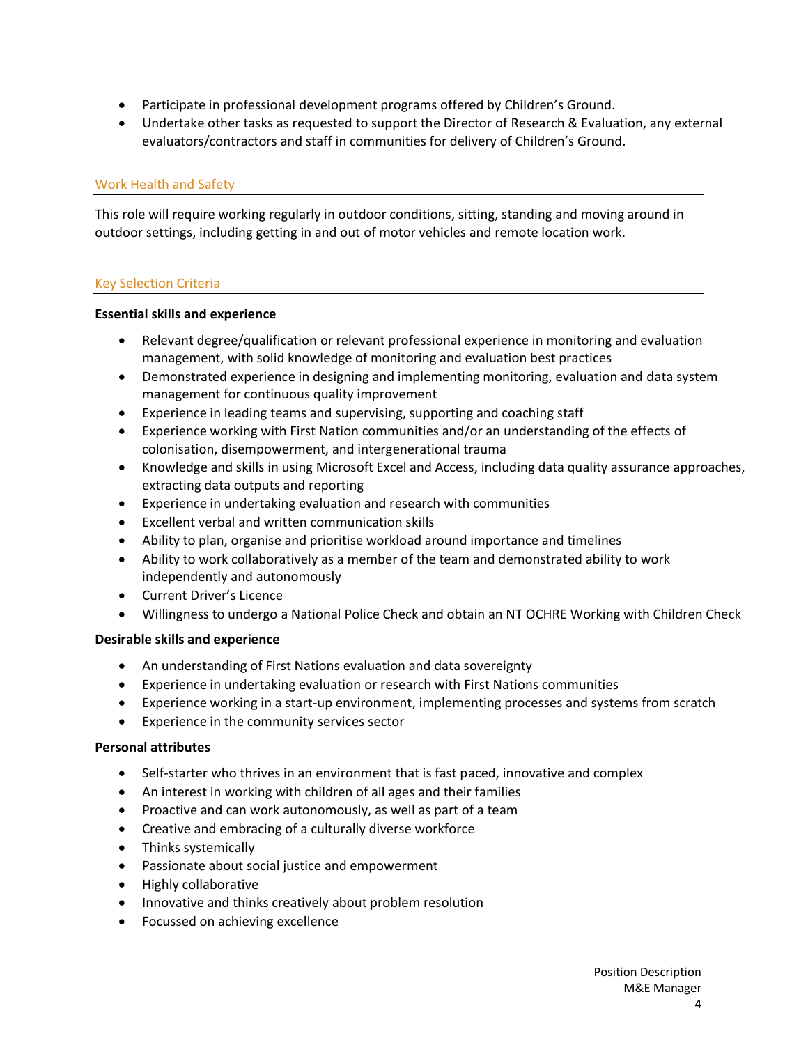- Participate in professional development programs offered by Children's Ground.
- Undertake other tasks as requested to support the Director of Research & Evaluation, any external evaluators/contractors and staff in communities for delivery of Children's Ground.

## Work Health and Safety

This role will require working regularly in outdoor conditions, sitting, standing and moving around in outdoor settings, including getting in and out of motor vehicles and remote location work.

## Key Selection Criteria

**Essential skills and experience**

- Relevant degree/qualification or relevant professional experience in monitoring and evaluation management, with solid knowledge of monitoring and evaluation best practices
- Demonstrated experience in designing and implementing monitoring, evaluation and data system management for continuous quality improvement
- Experience in leading teams and supervising, supporting and coaching staff
- Experience working with First Nation communities and/or an understanding of the effects of colonisation, disempowerment, and intergenerational trauma
- Knowledge and skills in using Microsoft Excel and Access, including data quality assurance approaches, extracting data outputs and reporting
- Experience in undertaking evaluation and research with communities
- Excellent verbal and written communication skills
- Ability to plan, organise and prioritise workload around importance and timelines
- Ability to work collaboratively as a member of the team and demonstrated ability to work independently and autonomously
- Current Driver's Licence
- Willingness to undergo a National Police Check and obtain an NT OCHRE Working with Children Check

**Desirable skills and experience**

- An understanding of First Nations evaluation and data sovereignty
- Experience in undertaking evaluation or research with First Nations communities
- Experience working in a start-up environment, implementing processes and systems from scratch
- Experience in the community services sector

**Personal attributes**

- Self-starter who thrives in an environment that is fast paced, innovative and complex
- An interest in working with children of all ages and their families
- Proactive and can work autonomously, as well as part of a team
- Creative and embracing of a culturally diverse workforce
- Thinks systemically
- Passionate about social justice and empowerment
- Highly collaborative
- Innovative and thinks creatively about problem resolution
- Focussed on achieving excellence